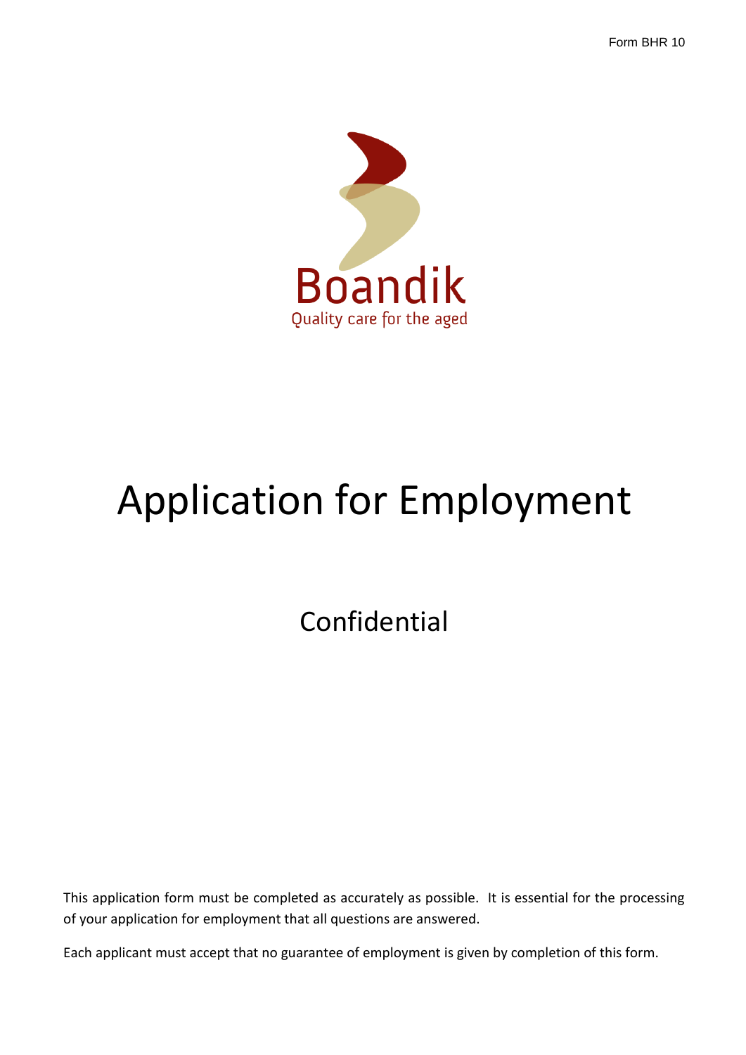Form BHR 10

Boandik

Quality care for the aged

# Application for Employment

## Confidential

This application form must be completed as accurately as possible. It is essential for the processing of your application for employment that all questions are answered.

Each applicant must accept that no guarantee of employment is given by completion of this form.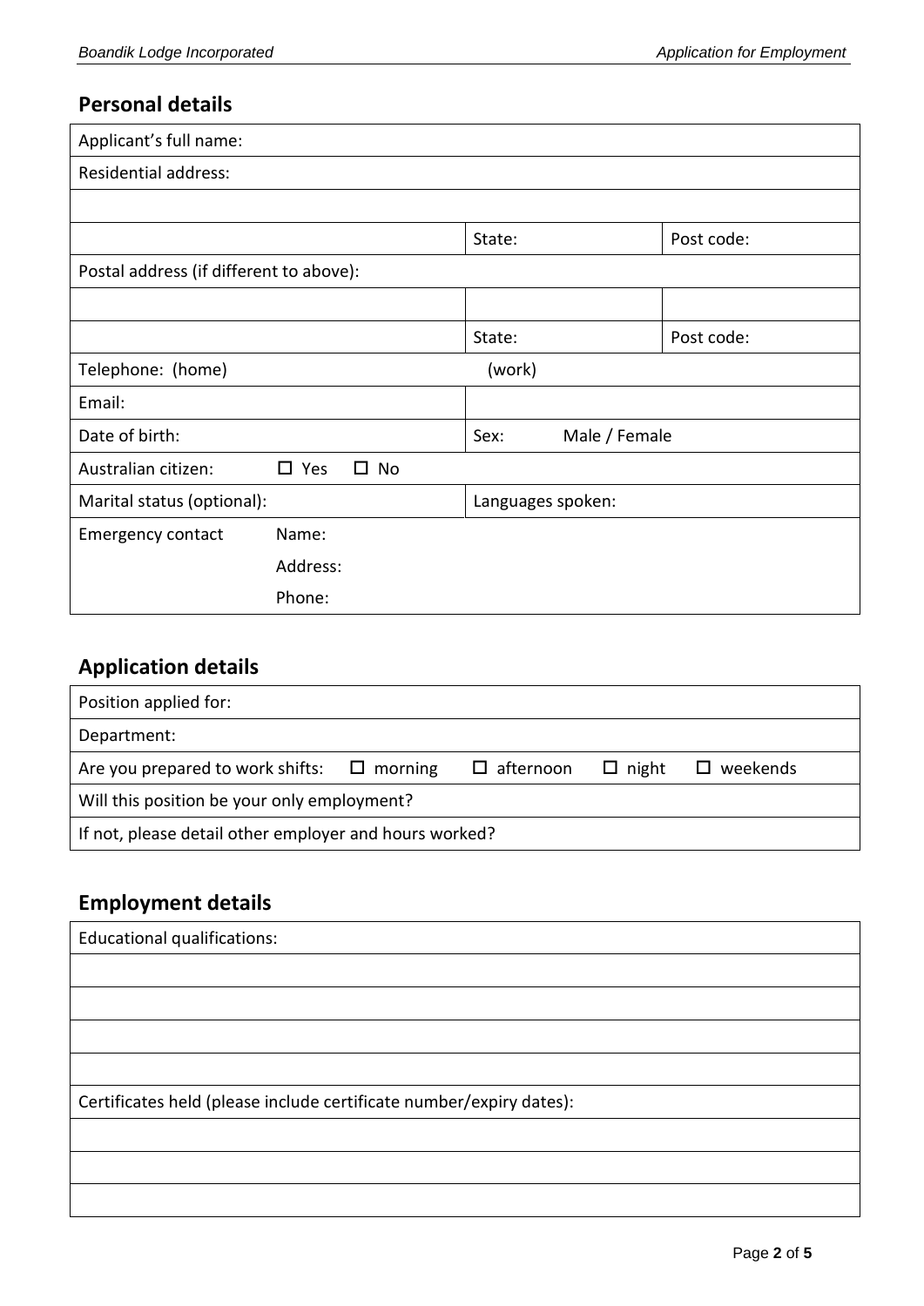## Personal details

| | | |
|---|---|---|
| Applicant's full name: | | |
| Residential address: | | |
| | | |
| | State: | Post code: |
| Postal address (if different to above): | | |
| | | |
| | State: | Post code: |
| Telephone: (home) | (work) | |
| Email: | | |
| Date of birth: | Sex: Male / Female | |
| Australian citizen: ☐ Yes ☐ No | | |
| Marital status (optional): | Languages spoken: | |
| Emergency contact Name: | | |
| Address: | | |
| Phone: | | |

## Application details

| |
|---|
| Position applied for: |
| Department: |
| Are you prepared to work shifts: ☐ morning ☐ afternoon ☐ night ☐ weekends |
| Will this position be your only employment? |
| If not, please detail other employer and hours worked? |

## Employment details

| |
|---|
| Educational qualifications: |
| |
| |
| |
| |
| Certificates held (please include certificate number/expiry dates): |
| |
| |
| |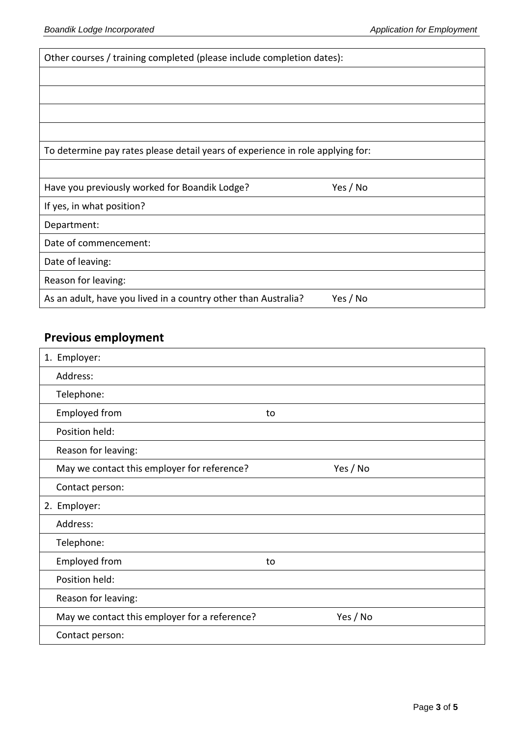| Other courses / training completed (please include completion dates): | |
|---|---|
| | |
| | |
| | |
| | |
| To determine pay rates please detail years of experience in role applying for: | |
| | |
| Have you previously worked for Boandik Lodge? | Yes / No |
| If yes, in what position? | |
| Department: | |
| Date of commencement: | |
| Date of leaving: | |
| Reason for leaving: | |
| As an adult, have you lived in a country other than Australia? | Yes / No |

## Previous employment

| 1. Employer: | |
|---|---|
| Address: | |
| Telephone: | |
| Employed from | to |
| Position held: | |
| Reason for leaving: | |
| May we contact this employer for reference? | Yes / No |
| Contact person: | |
| 2. Employer: | |
| Address: | |
| Telephone: | |
| Employed from | to |
| Position held: | |
| Reason for leaving: | |
| May we contact this employer for a reference? | Yes / No |
| Contact person: | |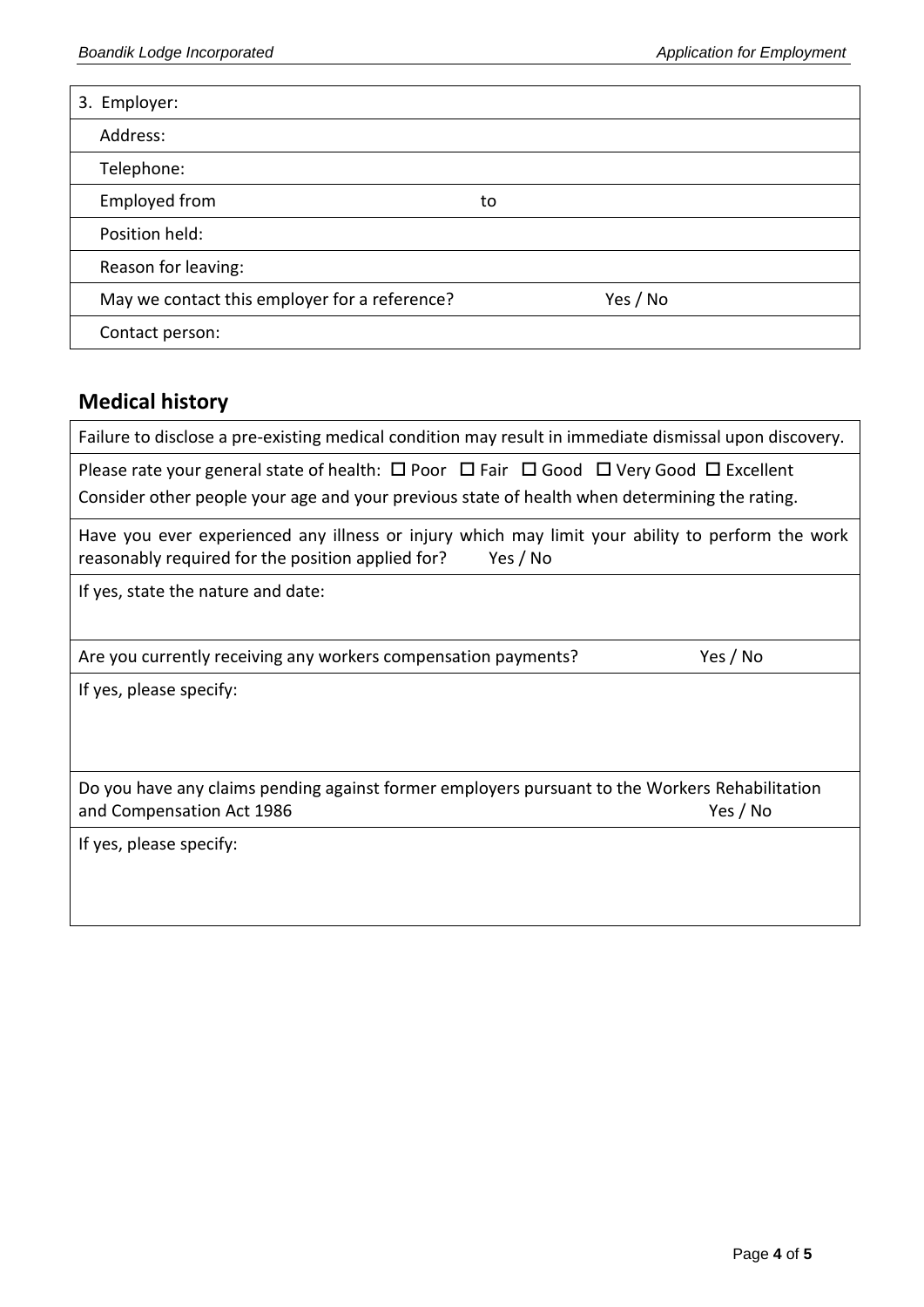| 3. Employer: | | |
|---|---|---|
| Address: | | |
| Telephone: | | |
| Employed from | to | |
| Position held: | | |
| Reason for leaving: | | |
| May we contact this employer for a reference? | | Yes / No |
| Contact person: | | |

## Medical history

| Failure to disclose a pre-existing medical condition may result in immediate dismissal upon discovery. | |
|---|---|
| Please rate your general state of health: ☐ Poor ☐ Fair ☐ Good ☐ Very Good ☐ Excellent<br>Consider other people your age and your previous state of health when determining the rating. | |
| Have you ever experienced any illness or injury which may limit your ability to perform the work reasonably required for the position applied for? Yes / No | |
| If yes, state the nature and date: | |
| Are you currently receiving any workers compensation payments? | Yes / No |
| If yes, please specify: | |
| Do you have any claims pending against former employers pursuant to the Workers Rehabilitation and Compensation Act 1986 | Yes / No |
| If yes, please specify: | |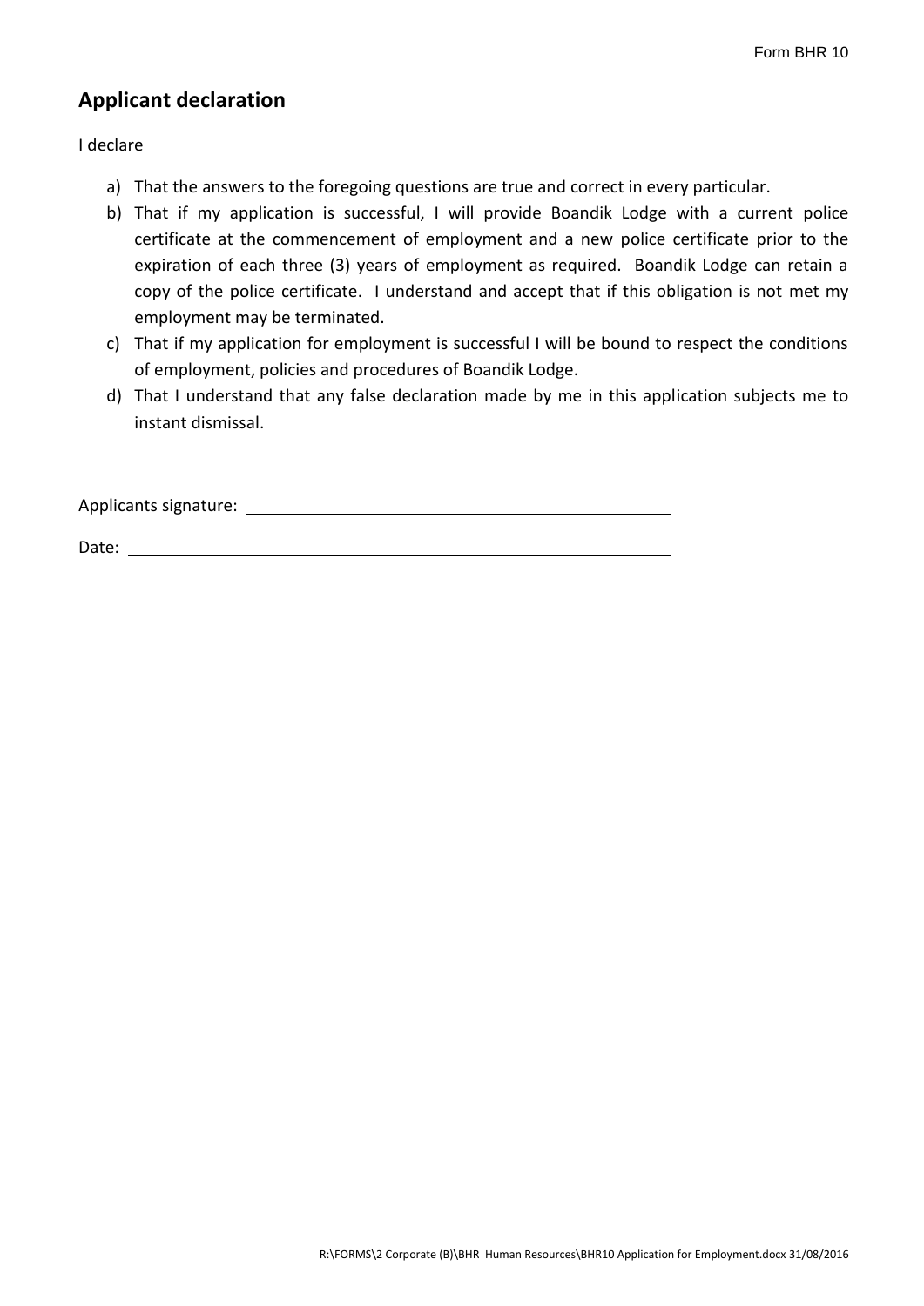## Applicant declaration

I declare

a) That the answers to the foregoing questions are true and correct in every particular.
b) That if my application is successful, I will provide Boandik Lodge with a current police certificate at the commencement of employment and a new police certificate prior to the expiration of each three (3) years of employment as required. Boandik Lodge can retain a copy of the police certificate. I understand and accept that if this obligation is not met my employment may be terminated.
c) That if my application for employment is successful I will be bound to respect the conditions of employment, policies and procedures of Boandik Lodge.
d) That I understand that any false declaration made by me in this application subjects me to instant dismissal.

Applicants signature: ______________________________

Date: ______________________________